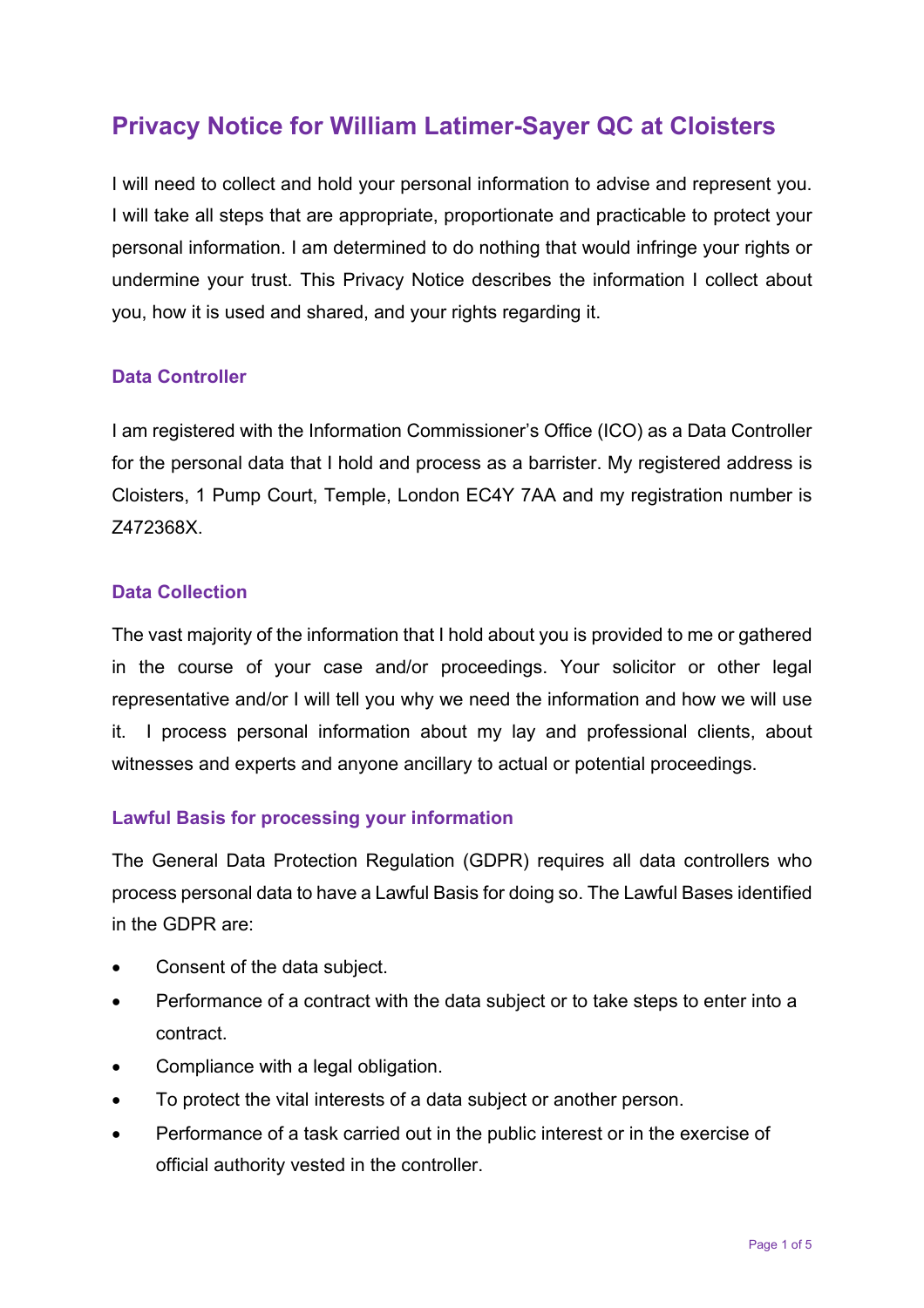# Privacy Notice for William Latimer-Sayer QC at Cloisters

I will need to collect and hold your personal information to advise and represent you. I will take all steps that are appropriate, proportionate and practicable to protect your personal information. I am determined to do nothing that would infringe your rights or undermine your trust. This Privacy Notice describes the information I collect about you, how it is used and shared, and your rights regarding it.

## Data Controller

I am registered with the Information Commissioner's Office (ICO) as a Data Controller for the personal data that I hold and process as a barrister. My registered address is Cloisters, 1 Pump Court, Temple, London EC4Y 7AA and my registration number is Z472368X.

## Data Collection

The vast majority of the information that I hold about you is provided to me or gathered in the course of your case and/or proceedings. Your solicitor or other legal representative and/or I will tell you why we need the information and how we will use it. I process personal information about my lay and professional clients, about witnesses and experts and anyone ancillary to actual or potential proceedings.

## Lawful Basis for processing your information

The General Data Protection Regulation (GDPR) requires all data controllers who process personal data to have a Lawful Basis for doing so. The Lawful Bases identified in the GDPR are:

- Consent of the data subject.
- Performance of a contract with the data subject or to take steps to enter into a contract.
- Compliance with a legal obligation.
- To protect the vital interests of a data subject or another person.
- Performance of a task carried out in the public interest or in the exercise of official authority vested in the controller.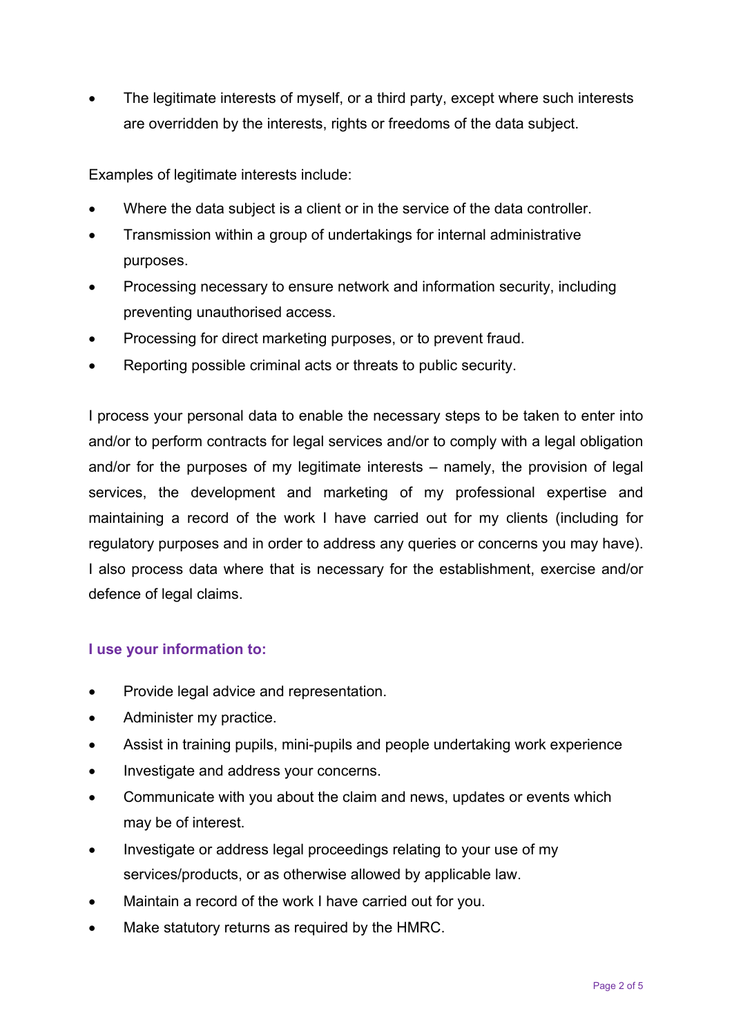- The legitimate interests of myself, or a third party, except where such interests are overridden by the interests, rights or freedoms of the data subject.

Examples of legitimate interests include:

- Where the data subject is a client or in the service of the data controller.
- Transmission within a group of undertakings for internal administrative purposes.
- Processing necessary to ensure network and information security, including preventing unauthorised access.
- Processing for direct marketing purposes, or to prevent fraud.
- Reporting possible criminal acts or threats to public security.

I process your personal data to enable the necessary steps to be taken to enter into and/or to perform contracts for legal services and/or to comply with a legal obligation and/or for the purposes of my legitimate interests – namely, the provision of legal services, the development and marketing of my professional expertise and maintaining a record of the work I have carried out for my clients (including for regulatory purposes and in order to address any queries or concerns you may have). I also process data where that is necessary for the establishment, exercise and/or defence of legal claims.

### I use your information to:

- Provide legal advice and representation.
- Administer my practice.
- Assist in training pupils, mini-pupils and people undertaking work experience
- Investigate and address your concerns.
- Communicate with you about the claim and news, updates or events which may be of interest.
- Investigate or address legal proceedings relating to your use of my services/products, or as otherwise allowed by applicable law.
- Maintain a record of the work I have carried out for you.
- Make statutory returns as required by the HMRC.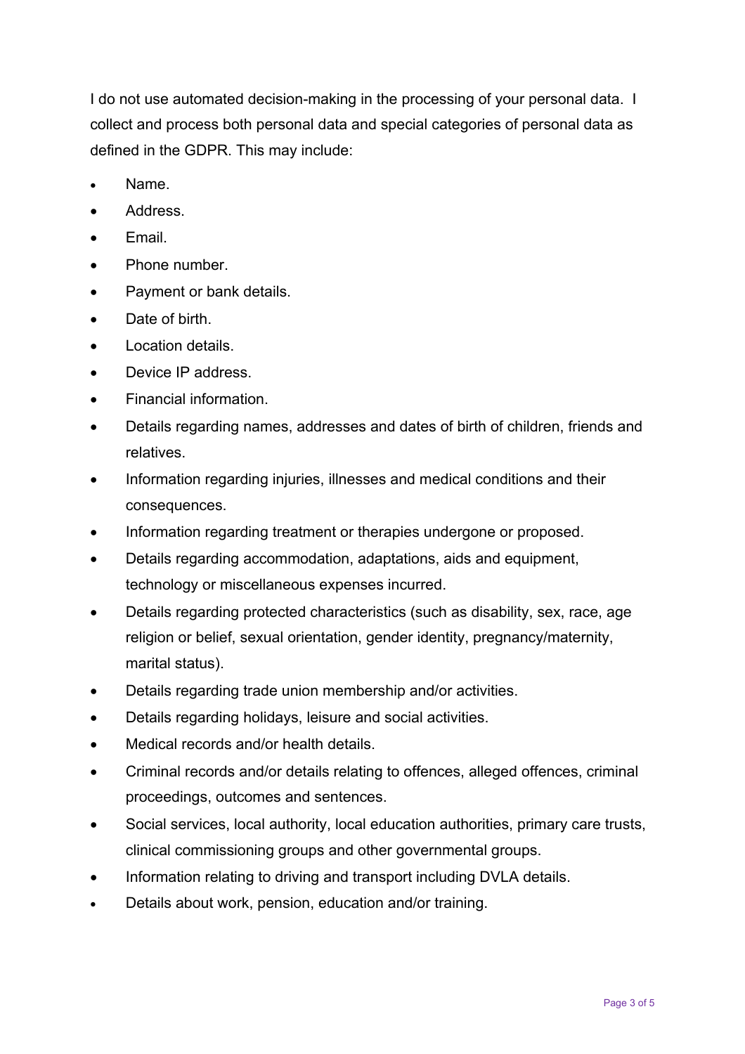I do not use automated decision-making in the processing of your personal data. I collect and process both personal data and special categories of personal data as defined in the GDPR. This may include:

- Name.
- Address.
- Email.
- Phone number.
- Payment or bank details.
- Date of birth.
- Location details.
- Device IP address.
- Financial information.
- Details regarding names, addresses and dates of birth of children, friends and relatives.
- Information regarding injuries, illnesses and medical conditions and their consequences.
- Information regarding treatment or therapies undergone or proposed.
- Details regarding accommodation, adaptations, aids and equipment, technology or miscellaneous expenses incurred.
- Details regarding protected characteristics (such as disability, sex, race, age religion or belief, sexual orientation, gender identity, pregnancy/maternity, marital status).
- Details regarding trade union membership and/or activities.
- Details regarding holidays, leisure and social activities.
- Medical records and/or health details.
- Criminal records and/or details relating to offences, alleged offences, criminal proceedings, outcomes and sentences.
- Social services, local authority, local education authorities, primary care trusts, clinical commissioning groups and other governmental groups.
- Information relating to driving and transport including DVLA details.
- Details about work, pension, education and/or training.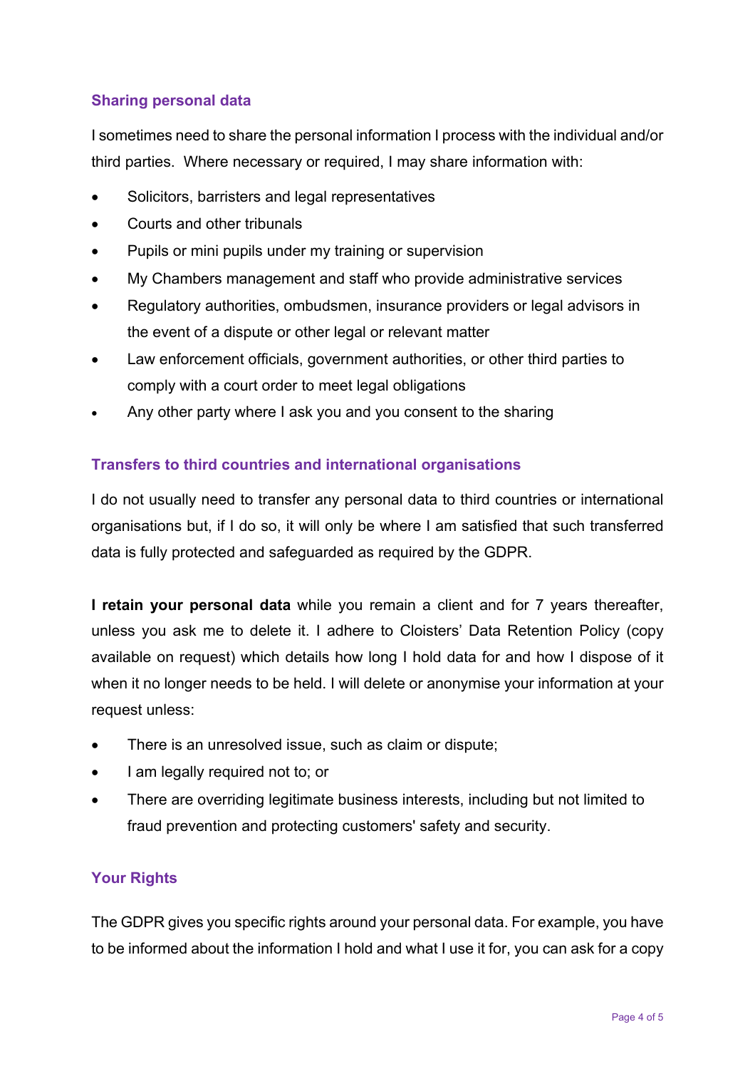## Sharing personal data

I sometimes need to share the personal information I process with the individual and/or third parties.  Where necessary or required, I may share information with:

- Solicitors, barristers and legal representatives
- Courts and other tribunals
- Pupils or mini pupils under my training or supervision
- My Chambers management and staff who provide administrative services
- Regulatory authorities, ombudsmen, insurance providers or legal advisors in the event of a dispute or other legal or relevant matter
- Law enforcement officials, government authorities, or other third parties to comply with a court order to meet legal obligations
- Any other party where I ask you and you consent to the sharing

## Transfers to third countries and international organisations

I do not usually need to transfer any personal data to third countries or international organisations but, if I do so, it will only be where I am satisfied that such transferred data is fully protected and safeguarded as required by the GDPR.

**I retain your personal data** while you remain a client and for 7 years thereafter, unless you ask me to delete it. I adhere to Cloisters' Data Retention Policy (copy available on request) which details how long I hold data for and how I dispose of it when it no longer needs to be held. I will delete or anonymise your information at your request unless:

- There is an unresolved issue, such as claim or dispute;
- I am legally required not to; or
- There are overriding legitimate business interests, including but not limited to fraud prevention and protecting customers' safety and security.

## Your Rights

The GDPR gives you specific rights around your personal data. For example, you have to be informed about the information I hold and what I use it for, you can ask for a copy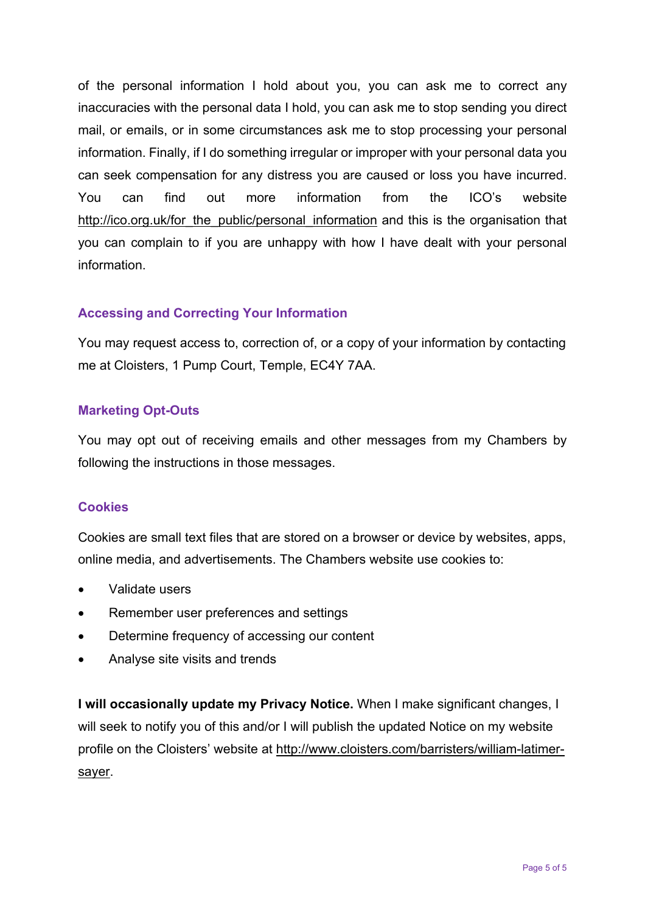of the personal information I hold about you, you can ask me to correct any inaccuracies with the personal data I hold, you can ask me to stop sending you direct mail, or emails, or in some circumstances ask me to stop processing your personal information. Finally, if I do something irregular or improper with your personal data you can seek compensation for any distress you are caused or loss you have incurred. You can find out more information from the ICO's website http://ico.org.uk/for_the_public/personal_information and this is the organisation that you can complain to if you are unhappy with how I have dealt with your personal information.

### Accessing and Correcting Your Information

You may request access to, correction of, or a copy of your information by contacting me at Cloisters, 1 Pump Court, Temple, EC4Y 7AA.

### Marketing Opt-Outs

You may opt out of receiving emails and other messages from my Chambers by following the instructions in those messages.

### Cookies

Cookies are small text files that are stored on a browser or device by websites, apps, online media, and advertisements. The Chambers website use cookies to:

- Validate users
- Remember user preferences and settings
- Determine frequency of accessing our content
- Analyse site visits and trends

**I will occasionally update my Privacy Notice.** When I make significant changes, I will seek to notify you of this and/or I will publish the updated Notice on my website profile on the Cloisters' website at http://www.cloisters.com/barristers/william-latimer-sayer.